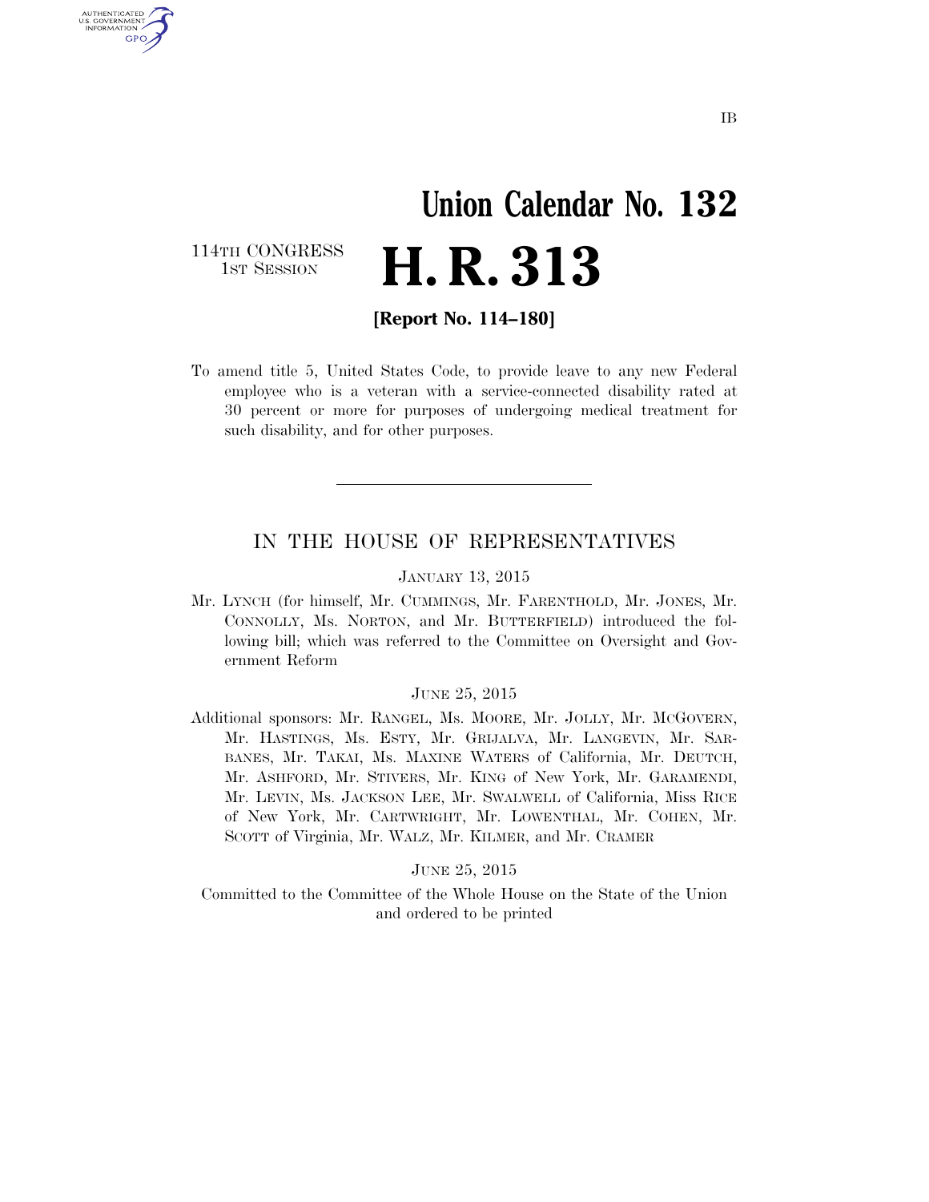IB

# Union Calendar No. 132

114TH CONGRESS
1ST SESSION

# H. R. 313

**[Report No. 114–180]**

To amend title 5, United States Code, to provide leave to any new Federal employee who is a veteran with a service-connected disability rated at 30 percent or more for purposes of undergoing medical treatment for such disability, and for other purposes.

---

## IN THE HOUSE OF REPRESENTATIVES

JANUARY 13, 2015

Mr. LYNCH (for himself, Mr. CUMMINGS, Mr. FARENTHOLD, Mr. JONES, Mr. CONNOLLY, Ms. NORTON, and Mr. BUTTERFIELD) introduced the following bill; which was referred to the Committee on Oversight and Government Reform

JUNE 25, 2015

Additional sponsors: Mr. RANGEL, Ms. MOORE, Mr. JOLLY, Mr. MCGOVERN, Mr. HASTINGS, Ms. ESTY, Mr. GRIJALVA, Mr. LANGEVIN, Mr. SARBANES, Mr. TAKAI, Ms. MAXINE WATERS of California, Mr. DEUTCH, Mr. ASHFORD, Mr. STIVERS, Mr. KING of New York, Mr. GARAMENDI, Mr. LEVIN, Ms. JACKSON LEE, Mr. SWALWELL of California, Miss RICE of New York, Mr. CARTWRIGHT, Mr. LOWENTHAL, Mr. COHEN, Mr. SCOTT of Virginia, Mr. WALZ, Mr. KILMER, and Mr. CRAMER

JUNE 25, 2015

Committed to the Committee of the Whole House on the State of the Union and ordered to be printed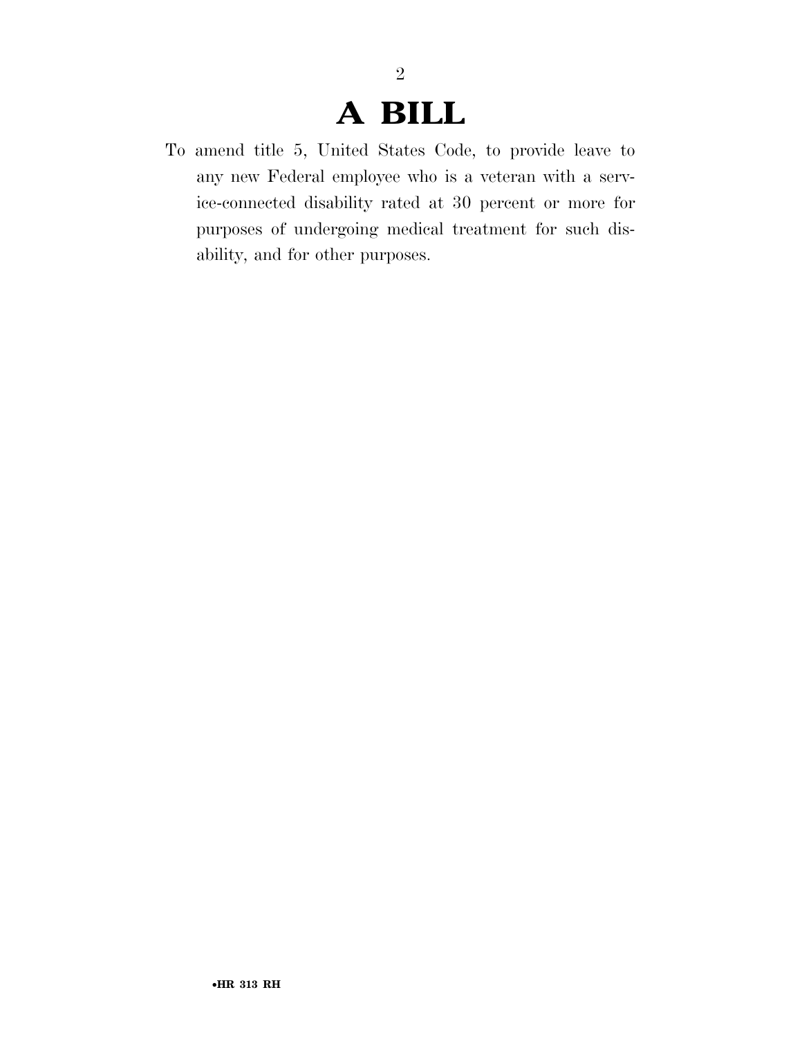# A BILL

To amend title 5, United States Code, to provide leave to any new Federal employee who is a veteran with a service-connected disability rated at 30 percent or more for purposes of undergoing medical treatment for such disability, and for other purposes.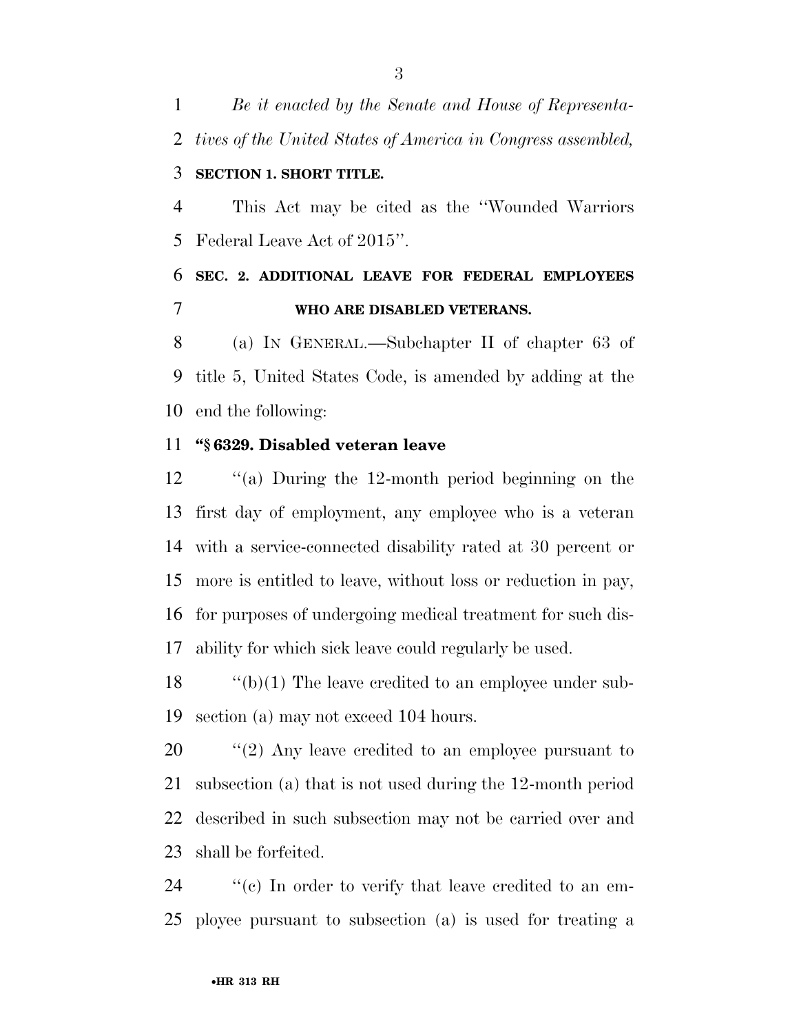*Be it enacted by the Senate and House of Representatives of the United States of America in Congress assembled,*

**SECTION 1. SHORT TITLE.**

This Act may be cited as the ''Wounded Warriors Federal Leave Act of 2015''.

**SEC. 2. ADDITIONAL LEAVE FOR FEDERAL EMPLOYEES WHO ARE DISABLED VETERANS.**

(a) IN GENERAL.—Subchapter II of chapter 63 of title 5, United States Code, is amended by adding at the end the following:

**''§ 6329. Disabled veteran leave**

''(a) During the 12-month period beginning on the first day of employment, any employee who is a veteran with a service-connected disability rated at 30 percent or more is entitled to leave, without loss or reduction in pay, for purposes of undergoing medical treatment for such disability for which sick leave could regularly be used.

''(b)(1) The leave credited to an employee under subsection (a) may not exceed 104 hours.

''(2) Any leave credited to an employee pursuant to subsection (a) that is not used during the 12-month period described in such subsection may not be carried over and shall be forfeited.

''(c) In order to verify that leave credited to an employee pursuant to subsection (a) is used for treating a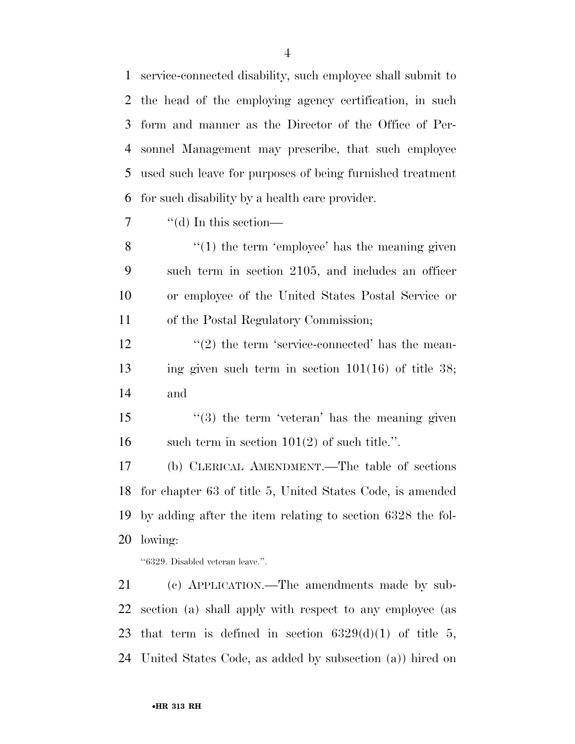service-connected disability, such employee shall submit to the head of the employing agency certification, in such form and manner as the Director of the Office of Personnel Management may prescribe, that such employee used such leave for purposes of being furnished treatment for such disability by a health care provider.

"(d) In this section—

"(1) the term 'employee' has the meaning given such term in section 2105, and includes an officer or employee of the United States Postal Service or of the Postal Regulatory Commission;

"(2) the term 'service-connected' has the meaning given such term in section 101(16) of title 38; and

"(3) the term 'veteran' has the meaning given such term in section 101(2) of such title.".

(b) CLERICAL AMENDMENT.—The table of sections for chapter 63 of title 5, United States Code, is amended by adding after the item relating to section 6328 the following:

"6329. Disabled veteran leave.".

(c) APPLICATION.—The amendments made by subsection (a) shall apply with respect to any employee (as that term is defined in section 6329(d)(1) of title 5, United States Code, as added by subsection (a)) hired on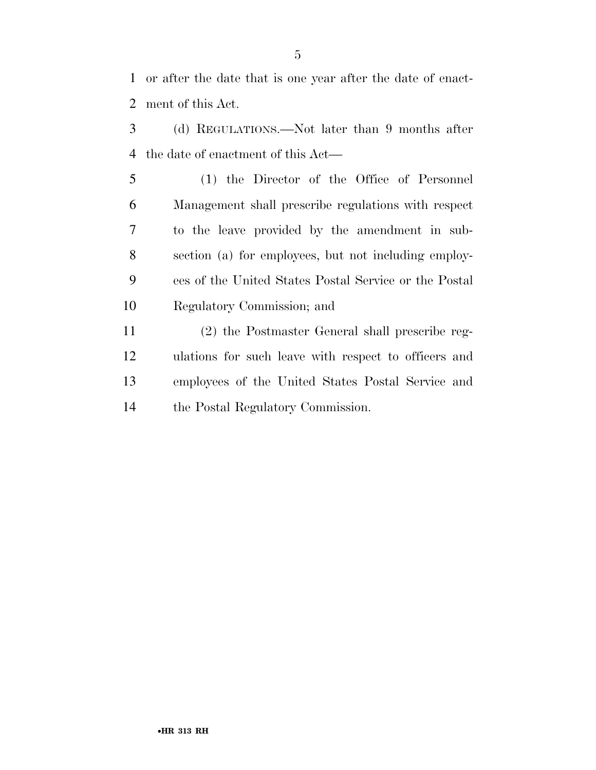or after the date that is one year after the date of enactment of this Act.

(d) REGULATIONS.—Not later than 9 months after the date of enactment of this Act—

(1) the Director of the Office of Personnel Management shall prescribe regulations with respect to the leave provided by the amendment in subsection (a) for employees, but not including employees of the United States Postal Service or the Postal Regulatory Commission; and

(2) the Postmaster General shall prescribe regulations for such leave with respect to officers and employees of the United States Postal Service and the Postal Regulatory Commission.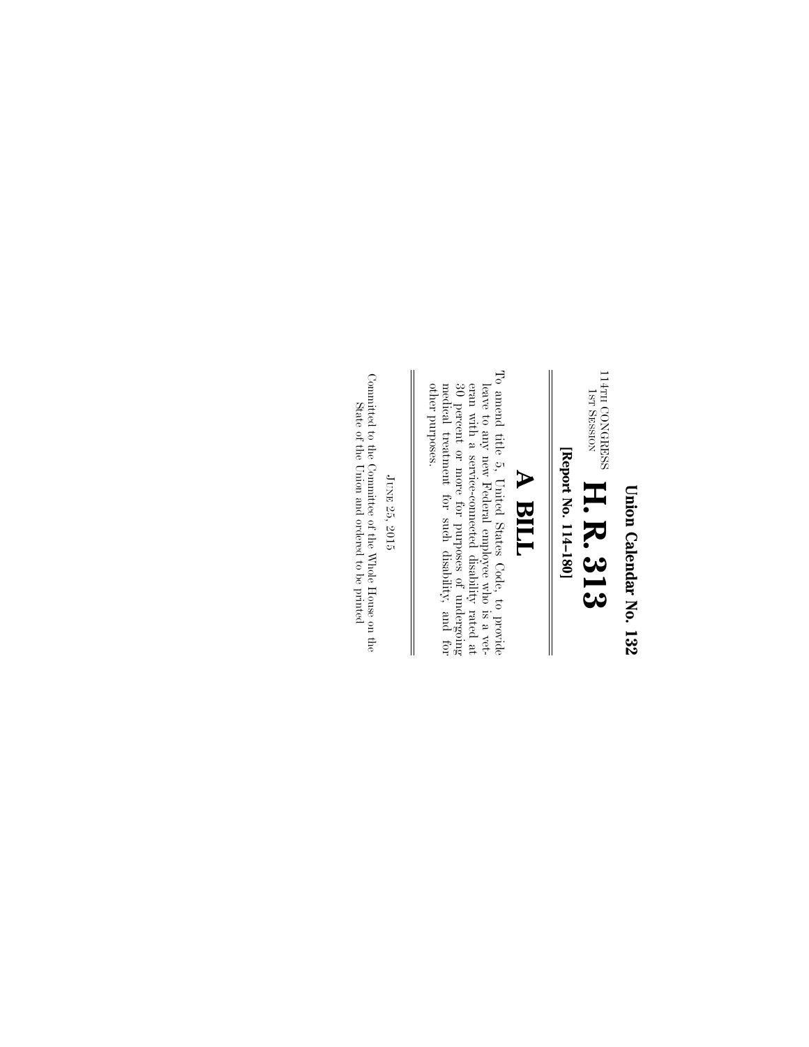**Union Calendar No. 132**

114TH CONGRESS
1ST SESSION

# H. R. 313

**[Report No. 114–180]**

# A BILL

To amend title 5, United States Code, to provide leave to any new Federal employee who is a veteran with a service-connected disability rated at 30 percent or more for purposes of undergoing medical treatment for such disability, and for other purposes.

JUNE 25, 2015

Committed to the Committee of the Whole House on the State of the Union and ordered to be printed